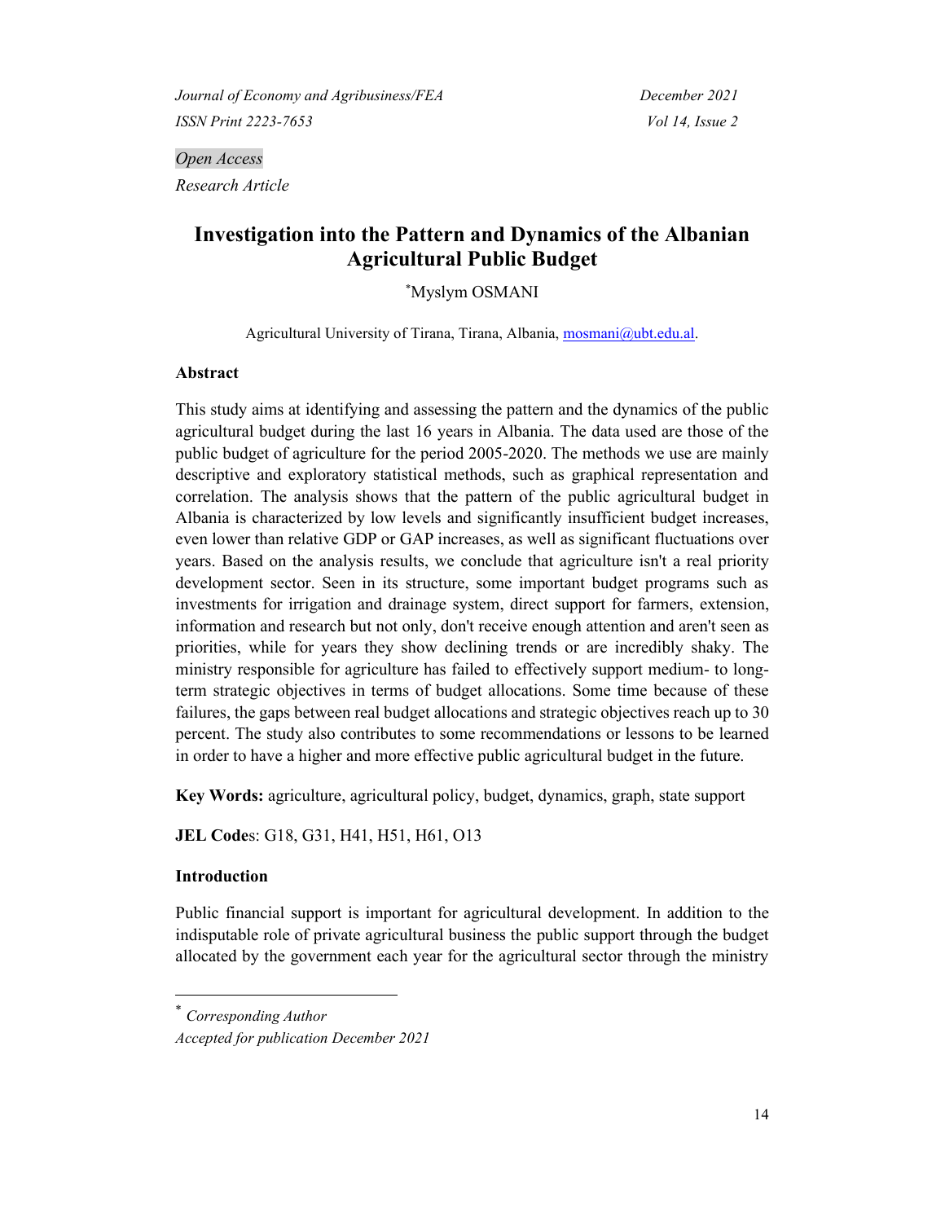*Open Access*

*Research Article*

# Investigation into the Pattern and Dynamics of the Albanian Agricultural Public Budget

[*]Myslym OSMANI

Agricultural University of Tirana, Tirana, Albania, mosmani@ubt.edu.al.

## Abstract

This study aims at identifying and assessing the pattern and the dynamics of the public agricultural budget during the last 16 years in Albania. The data used are those of the public budget of agriculture for the period 2005-2020. The methods we use are mainly descriptive and exploratory statistical methods, such as graphical representation and correlation. The analysis shows that the pattern of the public agricultural budget in Albania is characterized by low levels and significantly insufficient budget increases, even lower than relative GDP or GAP increases, as well as significant fluctuations over years. Based on the analysis results, we conclude that agriculture isn't a real priority development sector. Seen in its structure, some important budget programs such as investments for irrigation and drainage system, direct support for farmers, extension, information and research but not only, don't receive enough attention and aren't seen as priorities, while for years they show declining trends or are incredibly shaky. The ministry responsible for agriculture has failed to effectively support medium- to long-term strategic objectives in terms of budget allocations. Some time because of these failures, the gaps between real budget allocations and strategic objectives reach up to 30 percent. The study also contributes to some recommendations or lessons to be learned in order to have a higher and more effective public agricultural budget in the future.

**Key Words:** agriculture, agricultural policy, budget, dynamics, graph, state support

**JEL Codes**: G18, G31, H41, H51, H61, O13

## Introduction

Public financial support is important for agricultural development. In addition to the indisputable role of private agricultural business the public support through the budget allocated by the government each year for the agricultural sector through the ministry

[*] *Corresponding Author*

*Accepted for publication December 2021*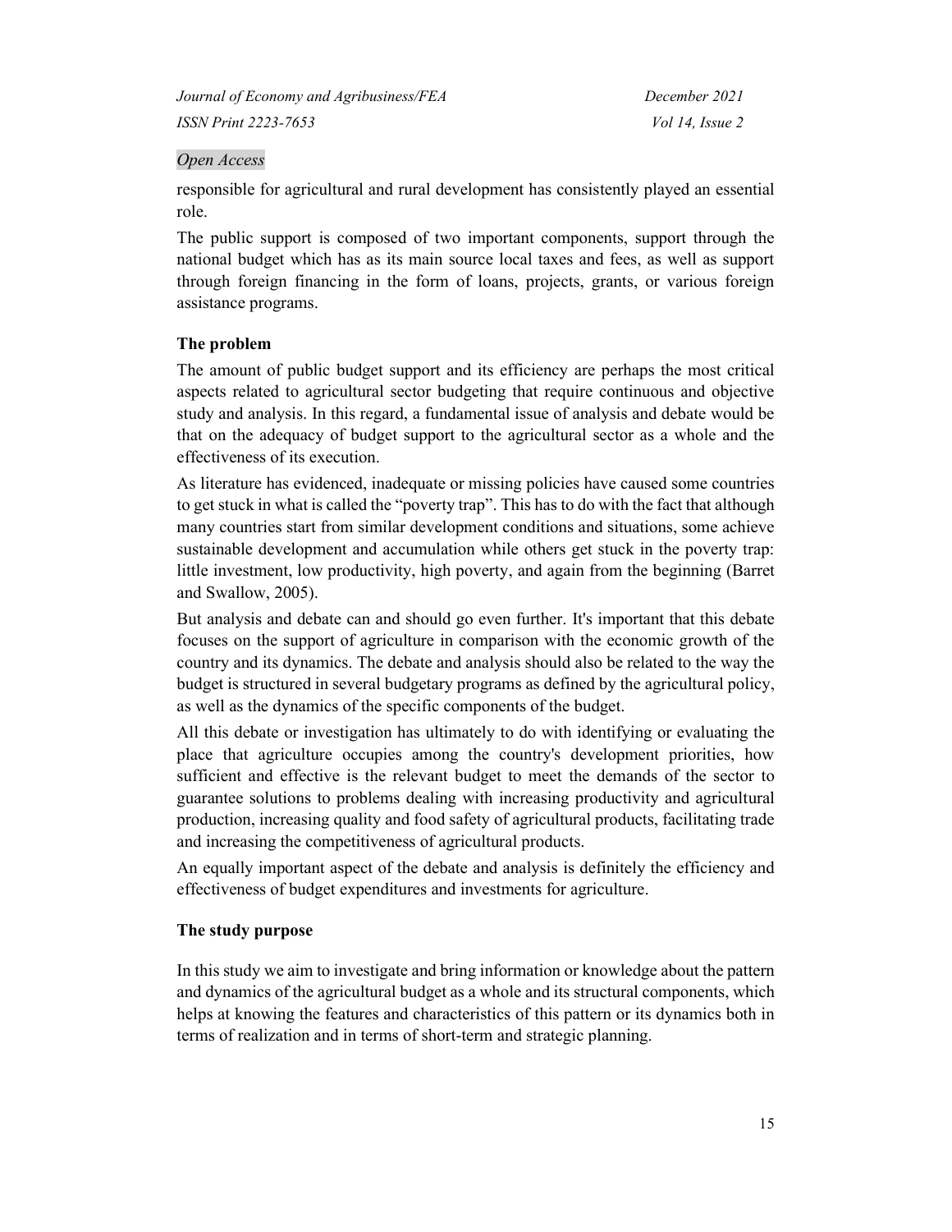responsible for agricultural and rural development has consistently played an essential role.

The public support is composed of two important components, support through the national budget which has as its main source local taxes and fees, as well as support through foreign financing in the form of loans, projects, grants, or various foreign assistance programs.

### The problem

The amount of public budget support and its efficiency are perhaps the most critical aspects related to agricultural sector budgeting that require continuous and objective study and analysis. In this regard, a fundamental issue of analysis and debate would be that on the adequacy of budget support to the agricultural sector as a whole and the effectiveness of its execution.

As literature has evidenced, inadequate or missing policies have caused some countries to get stuck in what is called the "poverty trap". This has to do with the fact that although many countries start from similar development conditions and situations, some achieve sustainable development and accumulation while others get stuck in the poverty trap: little investment, low productivity, high poverty, and again from the beginning (Barret and Swallow, 2005).

But analysis and debate can and should go even further. It's important that this debate focuses on the support of agriculture in comparison with the economic growth of the country and its dynamics. The debate and analysis should also be related to the way the budget is structured in several budgetary programs as defined by the agricultural policy, as well as the dynamics of the specific components of the budget.

All this debate or investigation has ultimately to do with identifying or evaluating the place that agriculture occupies among the country's development priorities, how sufficient and effective is the relevant budget to meet the demands of the sector to guarantee solutions to problems dealing with increasing productivity and agricultural production, increasing quality and food safety of agricultural products, facilitating trade and increasing the competitiveness of agricultural products.

An equally important aspect of the debate and analysis is definitely the efficiency and effectiveness of budget expenditures and investments for agriculture.

### The study purpose

In this study we aim to investigate and bring information or knowledge about the pattern and dynamics of the agricultural budget as a whole and its structural components, which helps at knowing the features and characteristics of this pattern or its dynamics both in terms of realization and in terms of short-term and strategic planning.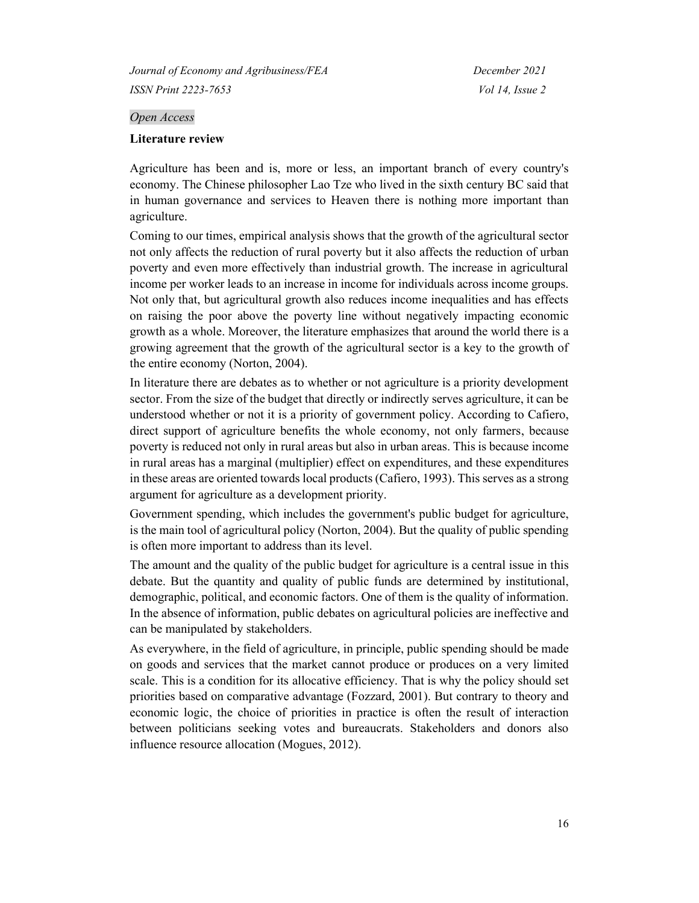*Open Access*

## Literature review

Agriculture has been and is, more or less, an important branch of every country's economy. The Chinese philosopher Lao Tze who lived in the sixth century BC said that in human governance and services to Heaven there is nothing more important than agriculture.

Coming to our times, empirical analysis shows that the growth of the agricultural sector not only affects the reduction of rural poverty but it also affects the reduction of urban poverty and even more effectively than industrial growth. The increase in agricultural income per worker leads to an increase in income for individuals across income groups. Not only that, but agricultural growth also reduces income inequalities and has effects on raising the poor above the poverty line without negatively impacting economic growth as a whole. Moreover, the literature emphasizes that around the world there is a growing agreement that the growth of the agricultural sector is a key to the growth of the entire economy (Norton, 2004).

In literature there are debates as to whether or not agriculture is a priority development sector. From the size of the budget that directly or indirectly serves agriculture, it can be understood whether or not it is a priority of government policy. According to Cafiero, direct support of agriculture benefits the whole economy, not only farmers, because poverty is reduced not only in rural areas but also in urban areas. This is because income in rural areas has a marginal (multiplier) effect on expenditures, and these expenditures in these areas are oriented towards local products (Cafiero, 1993). This serves as a strong argument for agriculture as a development priority.

Government spending, which includes the government's public budget for agriculture, is the main tool of agricultural policy (Norton, 2004). But the quality of public spending is often more important to address than its level.

The amount and the quality of the public budget for agriculture is a central issue in this debate. But the quantity and quality of public funds are determined by institutional, demographic, political, and economic factors. One of them is the quality of information. In the absence of information, public debates on agricultural policies are ineffective and can be manipulated by stakeholders.

As everywhere, in the field of agriculture, in principle, public spending should be made on goods and services that the market cannot produce or produces on a very limited scale. This is a condition for its allocative efficiency. That is why the policy should set priorities based on comparative advantage (Fozzard, 2001). But contrary to theory and economic logic, the choice of priorities in practice is often the result of interaction between politicians seeking votes and bureaucrats. Stakeholders and donors also influence resource allocation (Mogues, 2012).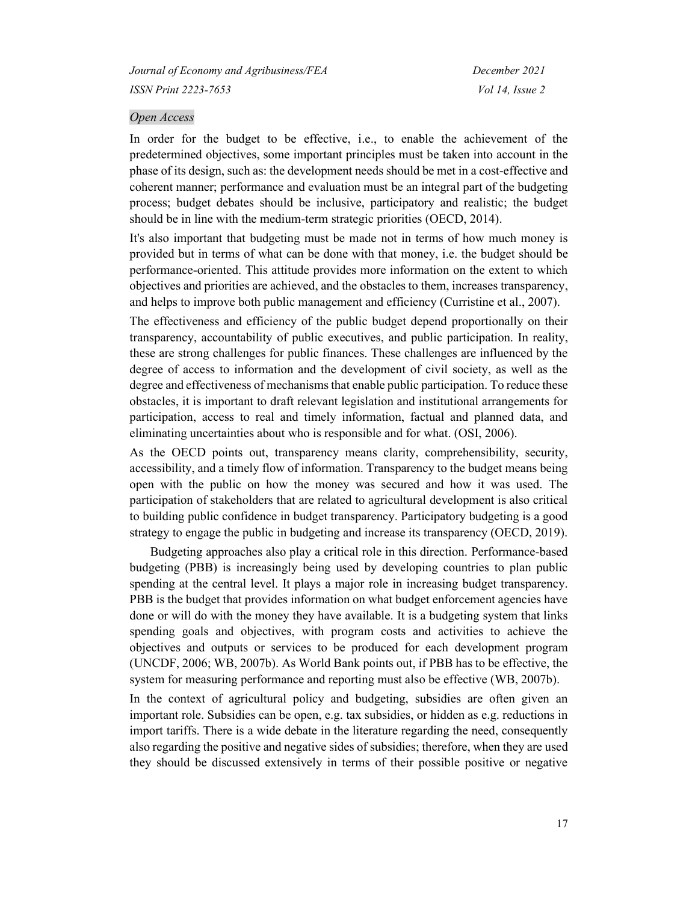In order for the budget to be effective, i.e., to enable the achievement of the predetermined objectives, some important principles must be taken into account in the phase of its design, such as: the development needs should be met in a cost-effective and coherent manner; performance and evaluation must be an integral part of the budgeting process; budget debates should be inclusive, participatory and realistic; the budget should be in line with the medium-term strategic priorities (OECD, 2014).

It's also important that budgeting must be made not in terms of how much money is provided but in terms of what can be done with that money, i.e. the budget should be performance-oriented. This attitude provides more information on the extent to which objectives and priorities are achieved, and the obstacles to them, increases transparency, and helps to improve both public management and efficiency (Curristine et al., 2007).

The effectiveness and efficiency of the public budget depend proportionally on their transparency, accountability of public executives, and public participation. In reality, these are strong challenges for public finances. These challenges are influenced by the degree of access to information and the development of civil society, as well as the degree and effectiveness of mechanisms that enable public participation. To reduce these obstacles, it is important to draft relevant legislation and institutional arrangements for participation, access to real and timely information, factual and planned data, and eliminating uncertainties about who is responsible and for what. (OSI, 2006).

As the OECD points out, transparency means clarity, comprehensibility, security, accessibility, and a timely flow of information. Transparency to the budget means being open with the public on how the money was secured and how it was used. The participation of stakeholders that are related to agricultural development is also critical to building public confidence in budget transparency. Participatory budgeting is a good strategy to engage the public in budgeting and increase its transparency (OECD, 2019).

Budgeting approaches also play a critical role in this direction. Performance-based budgeting (PBB) is increasingly being used by developing countries to plan public spending at the central level. It plays a major role in increasing budget transparency. PBB is the budget that provides information on what budget enforcement agencies have done or will do with the money they have available. It is a budgeting system that links spending goals and objectives, with program costs and activities to achieve the objectives and outputs or services to be produced for each development program (UNCDF, 2006; WB, 2007b). As World Bank points out, if PBB has to be effective, the system for measuring performance and reporting must also be effective (WB, 2007b).

In the context of agricultural policy and budgeting, subsidies are often given an important role. Subsidies can be open, e.g. tax subsidies, or hidden as e.g. reductions in import tariffs. There is a wide debate in the literature regarding the need, consequently also regarding the positive and negative sides of subsidies; therefore, when they are used they should be discussed extensively in terms of their possible positive or negative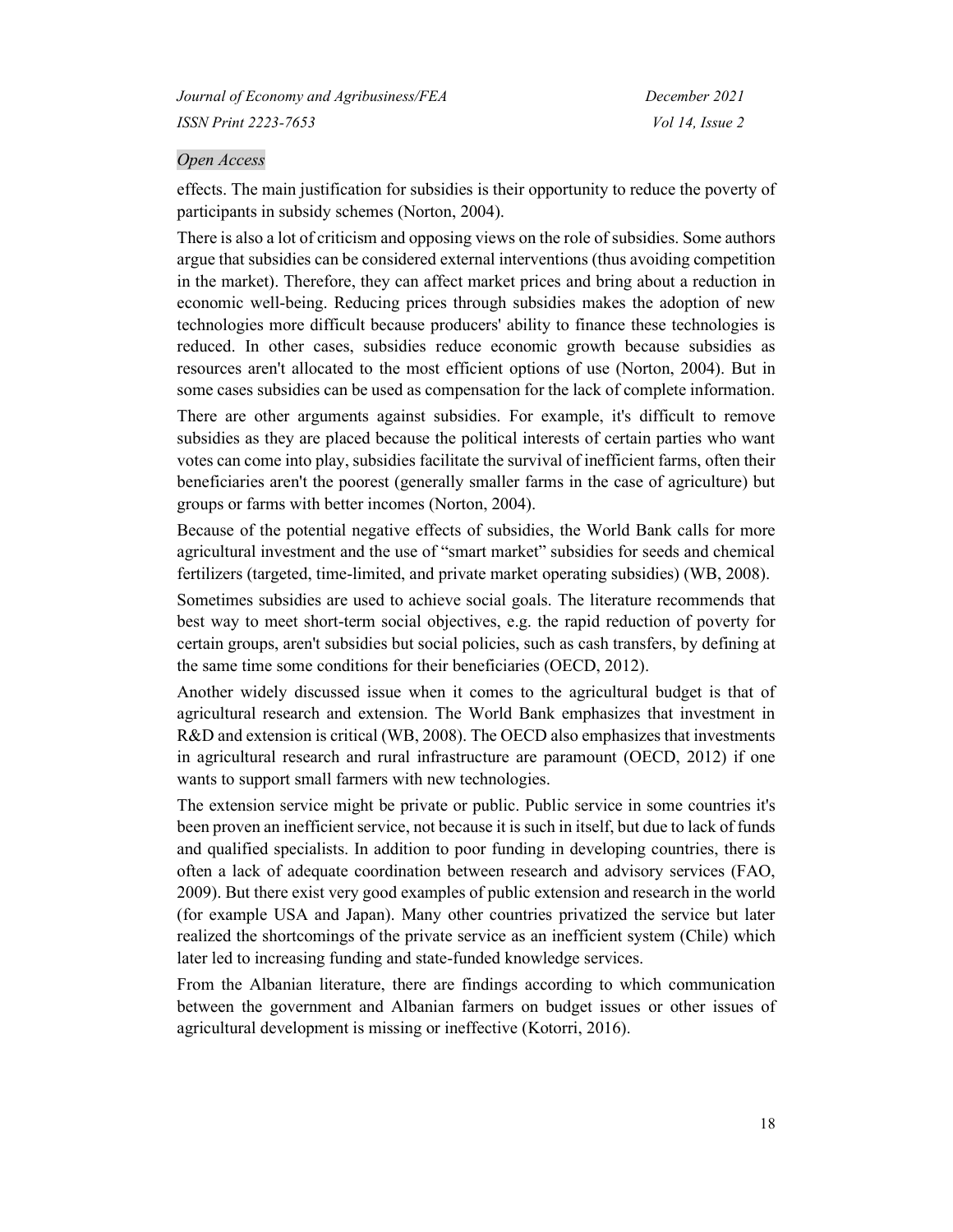effects. The main justification for subsidies is their opportunity to reduce the poverty of participants in subsidy schemes (Norton, 2004).

There is also a lot of criticism and opposing views on the role of subsidies. Some authors argue that subsidies can be considered external interventions (thus avoiding competition in the market). Therefore, they can affect market prices and bring about a reduction in economic well-being. Reducing prices through subsidies makes the adoption of new technologies more difficult because producers' ability to finance these technologies is reduced. In other cases, subsidies reduce economic growth because subsidies as resources aren't allocated to the most efficient options of use (Norton, 2004). But in some cases subsidies can be used as compensation for the lack of complete information.

There are other arguments against subsidies. For example, it's difficult to remove subsidies as they are placed because the political interests of certain parties who want votes can come into play, subsidies facilitate the survival of inefficient farms, often their beneficiaries aren't the poorest (generally smaller farms in the case of agriculture) but groups or farms with better incomes (Norton, 2004).

Because of the potential negative effects of subsidies, the World Bank calls for more agricultural investment and the use of "smart market" subsidies for seeds and chemical fertilizers (targeted, time-limited, and private market operating subsidies) (WB, 2008).

Sometimes subsidies are used to achieve social goals. The literature recommends that best way to meet short-term social objectives, e.g. the rapid reduction of poverty for certain groups, aren't subsidies but social policies, such as cash transfers, by defining at the same time some conditions for their beneficiaries (OECD, 2012).

Another widely discussed issue when it comes to the agricultural budget is that of agricultural research and extension. The World Bank emphasizes that investment in R&D and extension is critical (WB, 2008). The OECD also emphasizes that investments in agricultural research and rural infrastructure are paramount (OECD, 2012) if one wants to support small farmers with new technologies.

The extension service might be private or public. Public service in some countries it's been proven an inefficient service, not because it is such in itself, but due to lack of funds and qualified specialists. In addition to poor funding in developing countries, there is often a lack of adequate coordination between research and advisory services (FAO, 2009). But there exist very good examples of public extension and research in the world (for example USA and Japan). Many other countries privatized the service but later realized the shortcomings of the private service as an inefficient system (Chile) which later led to increasing funding and state-funded knowledge services.

From the Albanian literature, there are findings according to which communication between the government and Albanian farmers on budget issues or other issues of agricultural development is missing or ineffective (Kotorri, 2016).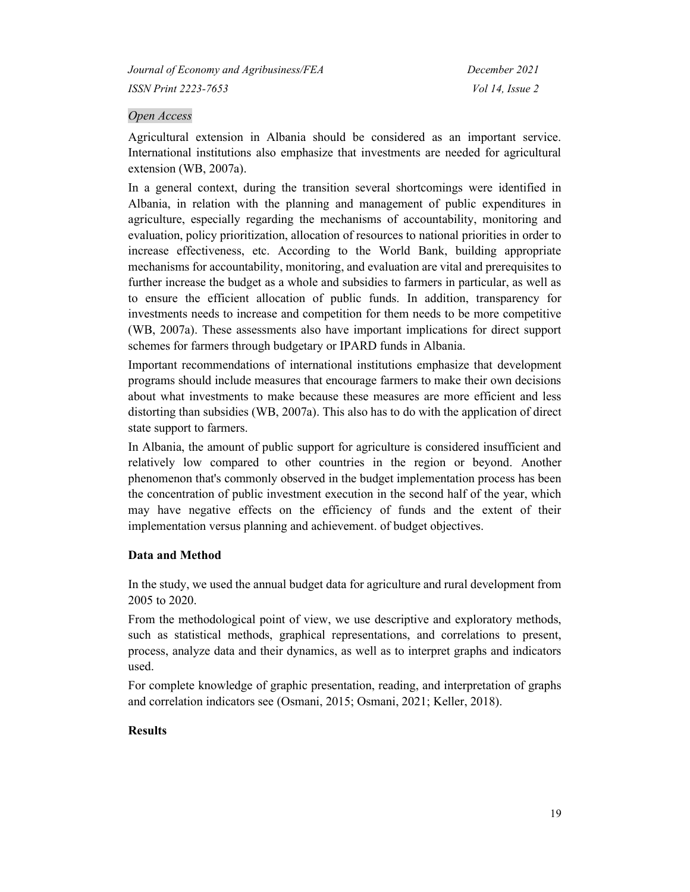Agricultural extension in Albania should be considered as an important service. International institutions also emphasize that investments are needed for agricultural extension (WB, 2007a).

In a general context, during the transition several shortcomings were identified in Albania, in relation with the planning and management of public expenditures in agriculture, especially regarding the mechanisms of accountability, monitoring and evaluation, policy prioritization, allocation of resources to national priorities in order to increase effectiveness, etc. According to the World Bank, building appropriate mechanisms for accountability, monitoring, and evaluation are vital and prerequisites to further increase the budget as a whole and subsidies to farmers in particular, as well as to ensure the efficient allocation of public funds. In addition, transparency for investments needs to increase and competition for them needs to be more competitive (WB, 2007a). These assessments also have important implications for direct support schemes for farmers through budgetary or IPARD funds in Albania.

Important recommendations of international institutions emphasize that development programs should include measures that encourage farmers to make their own decisions about what investments to make because these measures are more efficient and less distorting than subsidies (WB, 2007a). This also has to do with the application of direct state support to farmers.

In Albania, the amount of public support for agriculture is considered insufficient and relatively low compared to other countries in the region or beyond. Another phenomenon that's commonly observed in the budget implementation process has been the concentration of public investment execution in the second half of the year, which may have negative effects on the efficiency of funds and the extent of their implementation versus planning and achievement. of budget objectives.

## Data and Method

In the study, we used the annual budget data for agriculture and rural development from 2005 to 2020.

From the methodological point of view, we use descriptive and exploratory methods, such as statistical methods, graphical representations, and correlations to present, process, analyze data and their dynamics, as well as to interpret graphs and indicators used.

For complete knowledge of graphic presentation, reading, and interpretation of graphs and correlation indicators see (Osmani, 2015; Osmani, 2021; Keller, 2018).

## Results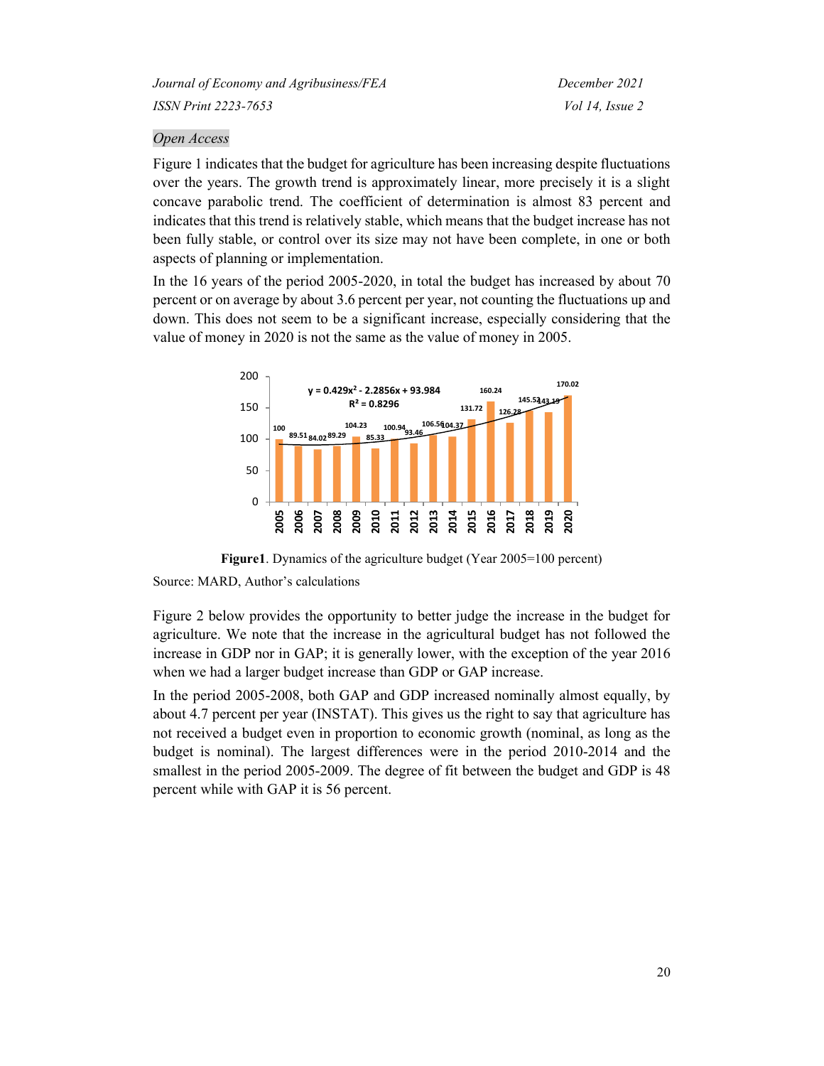*Open Access*

Figure 1 indicates that the budget for agriculture has been increasing despite fluctuations over the years. The growth trend is approximately linear, more precisely it is a slight concave parabolic trend. The coefficient of determination is almost 83 percent and indicates that this trend is relatively stable, which means that the budget increase has not been fully stable, or control over its size may not have been complete, in one or both aspects of planning or implementation.

In the 16 years of the period 2005-2020, in total the budget has increased by about 70 percent or on average by about 3.6 percent per year, not counting the fluctuations up and down. This does not seem to be a significant increase, especially considering that the value of money in 2020 is not the same as the value of money in 2005.

**Figure1**. Dynamics of the agriculture budget (Year 2005=100 percent)

Source: MARD, Author's calculations

Figure 2 below provides the opportunity to better judge the increase in the budget for agriculture. We note that the increase in the agricultural budget has not followed the increase in GDP nor in GAP; it is generally lower, with the exception of the year 2016 when we had a larger budget increase than GDP or GAP increase.

In the period 2005-2008, both GAP and GDP increased nominally almost equally, by about 4.7 percent per year (INSTAT). This gives us the right to say that agriculture has not received a budget even in proportion to economic growth (nominal, as long as the budget is nominal). The largest differences were in the period 2010-2014 and the smallest in the period 2005-2009. The degree of fit between the budget and GDP is 48 percent while with GAP it is 56 percent.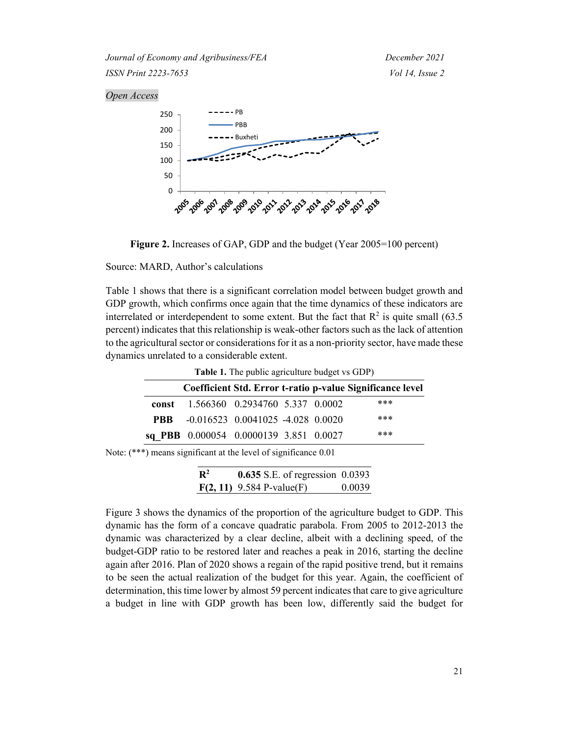Open Access

Figure 2. Increases of GAP, GDP and the budget (Year 2005=100 percent)

Source: MARD, Author's calculations

Table 1 shows that there is a significant correlation model between budget growth and GDP growth, which confirms once again that the time dynamics of these indicators are interrelated or interdependent to some extent. But the fact that $R^2$ is quite small (63.5 percent) indicates that this relationship is weak-other factors such as the lack of attention to the agricultural sector or considerations for it as a non-priority sector, have made these dynamics unrelated to a considerable extent.

**Table 1.** The public agriculture budget vs GDP)

| | Coefficient | Std. Error | t-ratio | p-value | Significance level |
|---|---|---|---|---|---|
| **const** | 1.566360 | 0.2934760 | 5.337 | 0.0002 | *** |
| **PBB** | -0.016523 | 0.0041025 | -4.028 | 0.0020 | *** |
| **sq_PBB** | 0.000054 | 0.0000139 | 3.851 | 0.0027 | *** |

Note: (***) means significant at the level of significance 0.01

| | | | |
|---|---|---|---|
| $R^2$ | **0.635** | S.E. of regression | 0.0393 |
| $F(2, 11)$ | 9.584 | P-value(F) | 0.0039 |

Figure 3 shows the dynamics of the proportion of the agriculture budget to GDP. This dynamic has the form of a concave quadratic parabola. From 2005 to 2012-2013 the dynamic was characterized by a clear decline, albeit with a declining speed, of the budget-GDP ratio to be restored later and reaches a peak in 2016, starting the decline again after 2016. Plan of 2020 shows a regain of the rapid positive trend, but it remains to be seen the actual realization of the budget for this year. Again, the coefficient of determination, this time lower by almost 59 percent indicates that care to give agriculture a budget in line with GDP growth has been low, differently said the budget for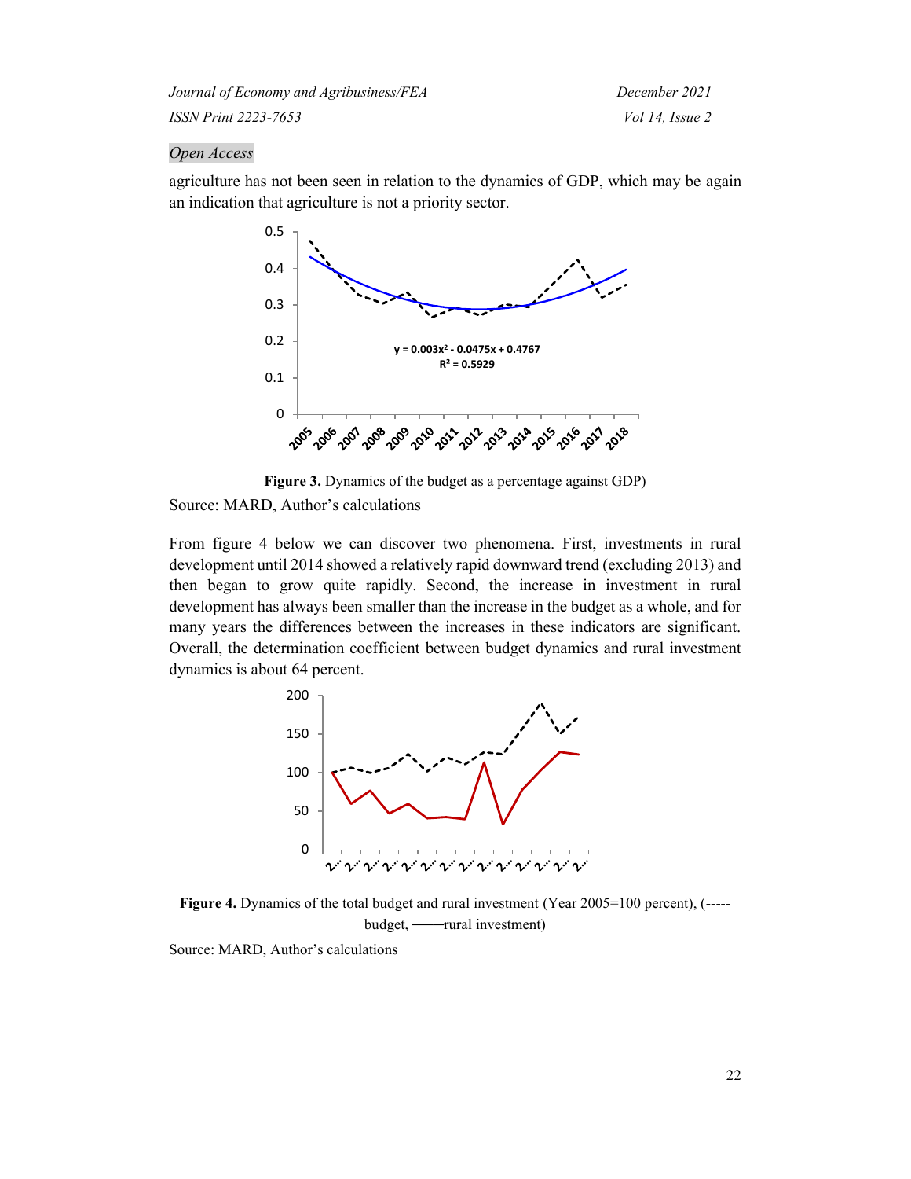agriculture has not been seen in relation to the dynamics of GDP, which may be again an indication that agriculture is not a priority sector.

**Figure 3.** Dynamics of the budget as a percentage against GDP)

Source: MARD, Author's calculations

From figure 4 below we can discover two phenomena. First, investments in rural development until 2014 showed a relatively rapid downward trend (excluding 2013) and then began to grow quite rapidly. Second, the increase in investment in rural development has always been smaller than the increase in the budget as a whole, and for many years the differences between the increases in these indicators are significant. Overall, the determination coefficient between budget dynamics and rural investment dynamics is about 64 percent.

**Figure 4.** Dynamics of the total budget and rural investment (Year 2005=100 percent), (----- budget, ——rural investment)

Source: MARD, Author's calculations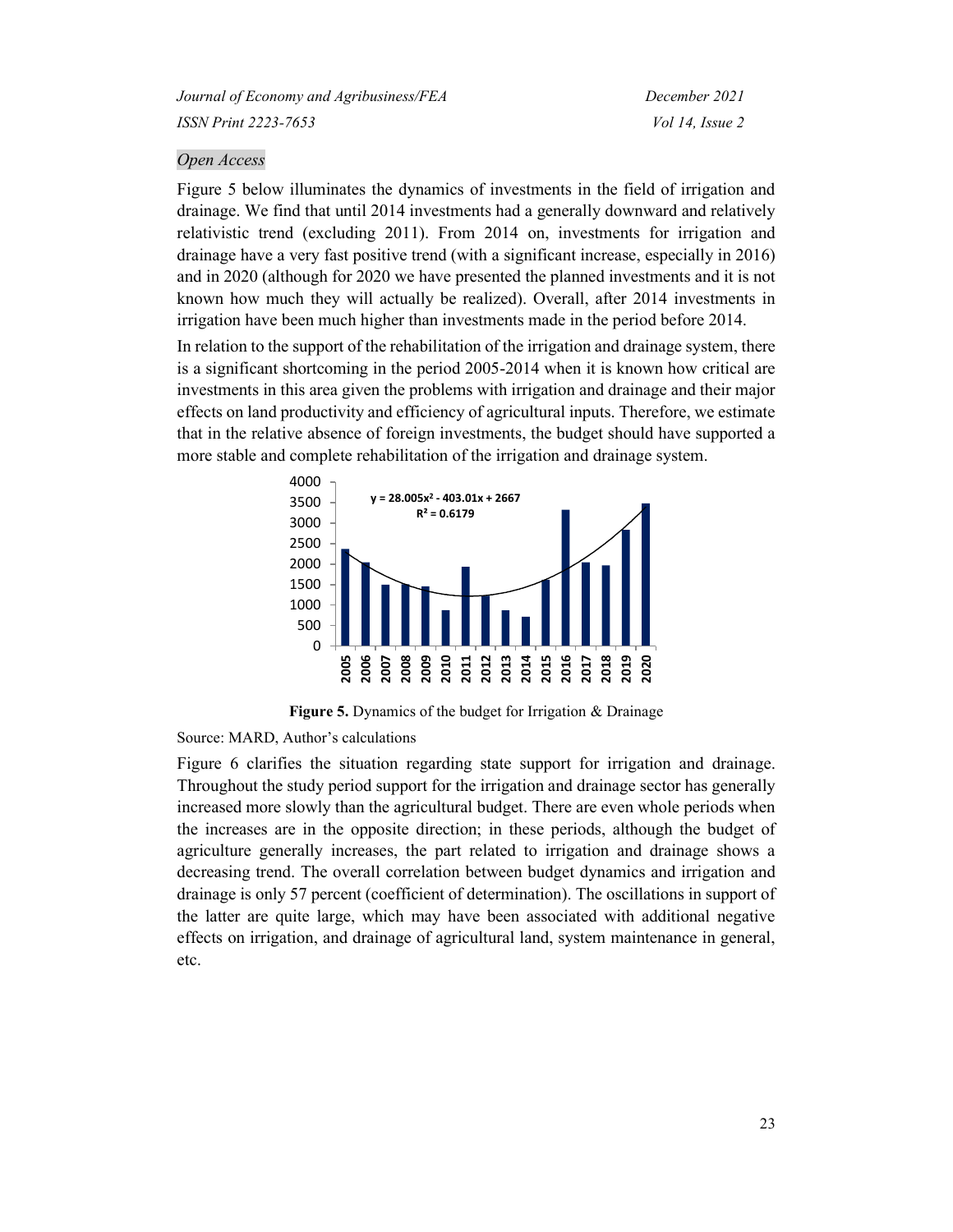Figure 5 below illuminates the dynamics of investments in the field of irrigation and drainage. We find that until 2014 investments had a generally downward and relatively relativistic trend (excluding 2011). From 2014 on, investments for irrigation and drainage have a very fast positive trend (with a significant increase, especially in 2016) and in 2020 (although for 2020 we have presented the planned investments and it is not known how much they will actually be realized). Overall, after 2014 investments in irrigation have been much higher than investments made in the period before 2014.

In relation to the support of the rehabilitation of the irrigation and drainage system, there is a significant shortcoming in the period 2005-2014 when it is known how critical are investments in this area given the problems with irrigation and drainage and their major effects on land productivity and efficiency of agricultural inputs. Therefore, we estimate that in the relative absence of foreign investments, the budget should have supported a more stable and complete rehabilitation of the irrigation and drainage system.

$y = 28.005x^2 - 403.01x + 2667$

$R^2 = 0.6179$

**Figure 5.** Dynamics of the budget for Irrigation & Drainage

Source: MARD, Author's calculations

Figure 6 clarifies the situation regarding state support for irrigation and drainage. Throughout the study period support for the irrigation and drainage sector has generally increased more slowly than the agricultural budget. There are even whole periods when the increases are in the opposite direction; in these periods, although the budget of agriculture generally increases, the part related to irrigation and drainage shows a decreasing trend. The overall correlation between budget dynamics and irrigation and drainage is only 57 percent (coefficient of determination). The oscillations in support of the latter are quite large, which may have been associated with additional negative effects on irrigation, and drainage of agricultural land, system maintenance in general, etc.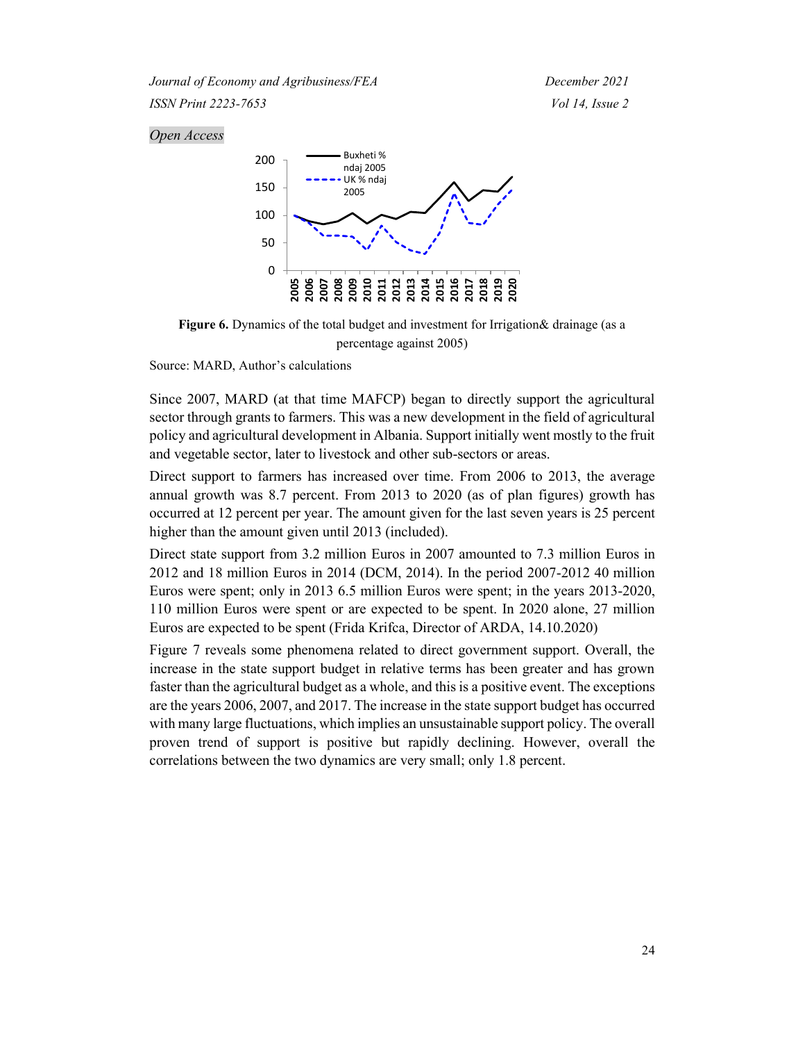**Figure 6.** Dynamics of the total budget and investment for Irrigation& drainage (as a percentage against 2005)

Source: MARD, Author's calculations

Since 2007, MARD (at that time MAFCP) began to directly support the agricultural sector through grants to farmers. This was a new development in the field of agricultural policy and agricultural development in Albania. Support initially went mostly to the fruit and vegetable sector, later to livestock and other sub-sectors or areas.

Direct support to farmers has increased over time. From 2006 to 2013, the average annual growth was 8.7 percent. From 2013 to 2020 (as of plan figures) growth has occurred at 12 percent per year. The amount given for the last seven years is 25 percent higher than the amount given until 2013 (included).

Direct state support from 3.2 million Euros in 2007 amounted to 7.3 million Euros in 2012 and 18 million Euros in 2014 (DCM, 2014). In the period 2007-2012 40 million Euros were spent; only in 2013 6.5 million Euros were spent; in the years 2013-2020, 110 million Euros were spent or are expected to be spent. In 2020 alone, 27 million Euros are expected to be spent (Frida Krifca, Director of ARDA, 14.10.2020)

Figure 7 reveals some phenomena related to direct government support. Overall, the increase in the state support budget in relative terms has been greater and has grown faster than the agricultural budget as a whole, and this is a positive event. The exceptions are the years 2006, 2007, and 2017. The increase in the state support budget has occurred with many large fluctuations, which implies an unsustainable support policy. The overall proven trend of support is positive but rapidly declining. However, overall the correlations between the two dynamics are very small; only 1.8 percent.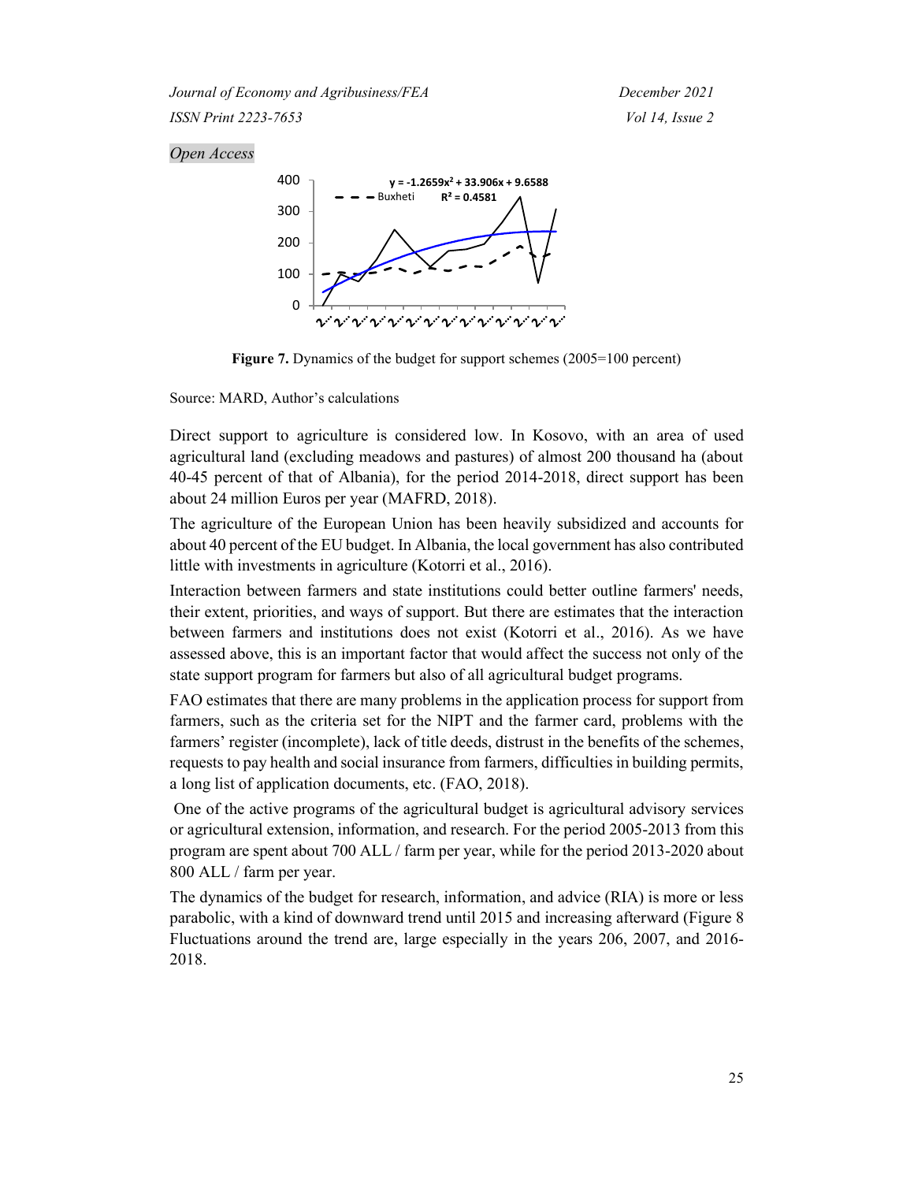Figure 7. Dynamics of the budget for support schemes (2005=100 percent)

Source: MARD, Author's calculations

Direct support to agriculture is considered low. In Kosovo, with an area of used agricultural land (excluding meadows and pastures) of almost 200 thousand ha (about 40-45 percent of that of Albania), for the period 2014-2018, direct support has been about 24 million Euros per year (MAFRD, 2018).

The agriculture of the European Union has been heavily subsidized and accounts for about 40 percent of the EU budget. In Albania, the local government has also contributed little with investments in agriculture (Kotorri et al., 2016).

Interaction between farmers and state institutions could better outline farmers' needs, their extent, priorities, and ways of support. But there are estimates that the interaction between farmers and institutions does not exist (Kotorri et al., 2016). As we have assessed above, this is an important factor that would affect the success not only of the state support program for farmers but also of all agricultural budget programs.

FAO estimates that there are many problems in the application process for support from farmers, such as the criteria set for the NIPT and the farmer card, problems with the farmers' register (incomplete), lack of title deeds, distrust in the benefits of the schemes, requests to pay health and social insurance from farmers, difficulties in building permits, a long list of application documents, etc. (FAO, 2018).

One of the active programs of the agricultural budget is agricultural advisory services or agricultural extension, information, and research. For the period 2005-2013 from this program are spent about 700 ALL / farm per year, while for the period 2013-2020 about 800 ALL / farm per year.

The dynamics of the budget for research, information, and advice (RIA) is more or less parabolic, with a kind of downward trend until 2015 and increasing afterward (Figure 8 Fluctuations around the trend are, large especially in the years 206, 2007, and 2016-2018.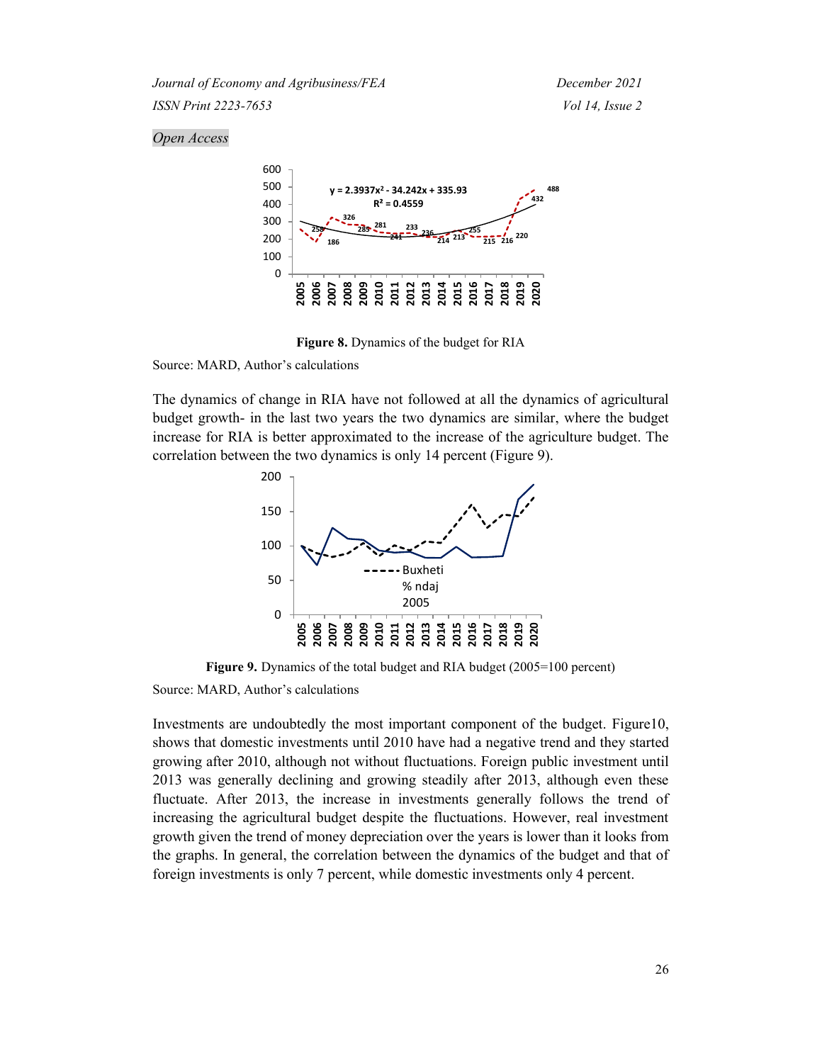Figure 8. Dynamics of the budget for RIA

Source: MARD, Author's calculations

The dynamics of change in RIA have not followed at all the dynamics of agricultural budget growth- in the last two years the two dynamics are similar, where the budget increase for RIA is better approximated to the increase of the agriculture budget. The correlation between the two dynamics is only 14 percent (Figure 9).

**Figure 9.** Dynamics of the total budget and RIA budget (2005=100 percent)

Source: MARD, Author's calculations

Investments are undoubtedly the most important component of the budget. Figure10, shows that domestic investments until 2010 have had a negative trend and they started growing after 2010, although not without fluctuations. Foreign public investment until 2013 was generally declining and growing steadily after 2013, although even these fluctuate. After 2013, the increase in investments generally follows the trend of increasing the agricultural budget despite the fluctuations. However, real investment growth given the trend of money depreciation over the years is lower than it looks from the graphs. In general, the correlation between the dynamics of the budget and that of foreign investments is only 7 percent, while domestic investments only 4 percent.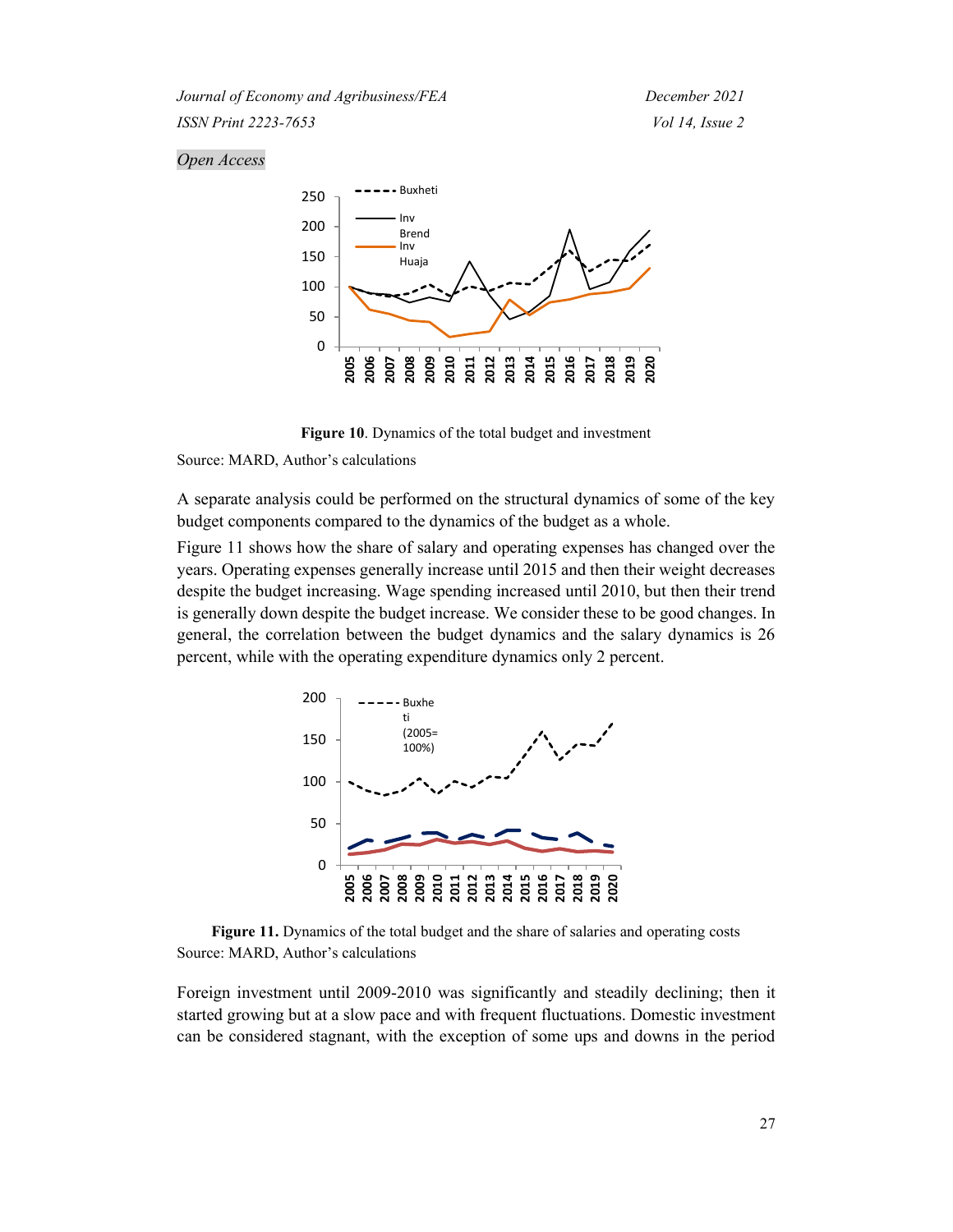Figure 10. Dynamics of the total budget and investment

Source: MARD, Author's calculations

A separate analysis could be performed on the structural dynamics of some of the key budget components compared to the dynamics of the budget as a whole.

Figure 11 shows how the share of salary and operating expenses has changed over the years. Operating expenses generally increase until 2015 and then their weight decreases despite the budget increasing. Wage spending increased until 2010, but then their trend is generally down despite the budget increase. We consider these to be good changes. In general, the correlation between the budget dynamics and the salary dynamics is 26 percent, while with the operating expenditure dynamics only 2 percent.

**Figure 11.** Dynamics of the total budget and the share of salaries and operating costs

Source: MARD, Author's calculations

Foreign investment until 2009-2010 was significantly and steadily declining; then it started growing but at a slow pace and with frequent fluctuations. Domestic investment can be considered stagnant, with the exception of some ups and downs in the period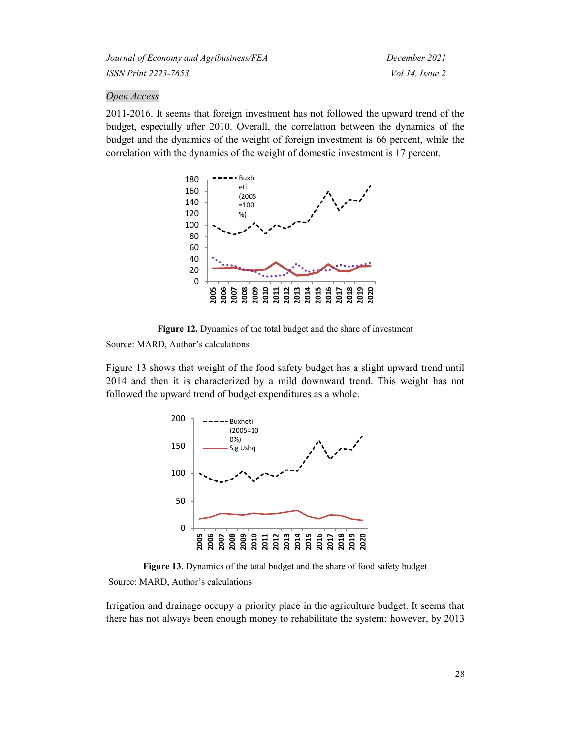2011-2016. It seems that foreign investment has not followed the upward trend of the budget, especially after 2010. Overall, the correlation between the dynamics of the budget and the dynamics of the weight of foreign investment is 66 percent, while the correlation with the dynamics of the weight of domestic investment is 17 percent.

**Figure 12.** Dynamics of the total budget and the share of investment

Source: MARD, Author's calculations

Figure 13 shows that weight of the food safety budget has a slight upward trend until 2014 and then it is characterized by a mild downward trend. This weight has not followed the upward trend of budget expenditures as a whole.

**Figure 13.** Dynamics of the total budget and the share of food safety budget

Source: MARD, Author's calculations

Irrigation and drainage occupy a priority place in the agriculture budget. It seems that there has not always been enough money to rehabilitate the system; however, by 2013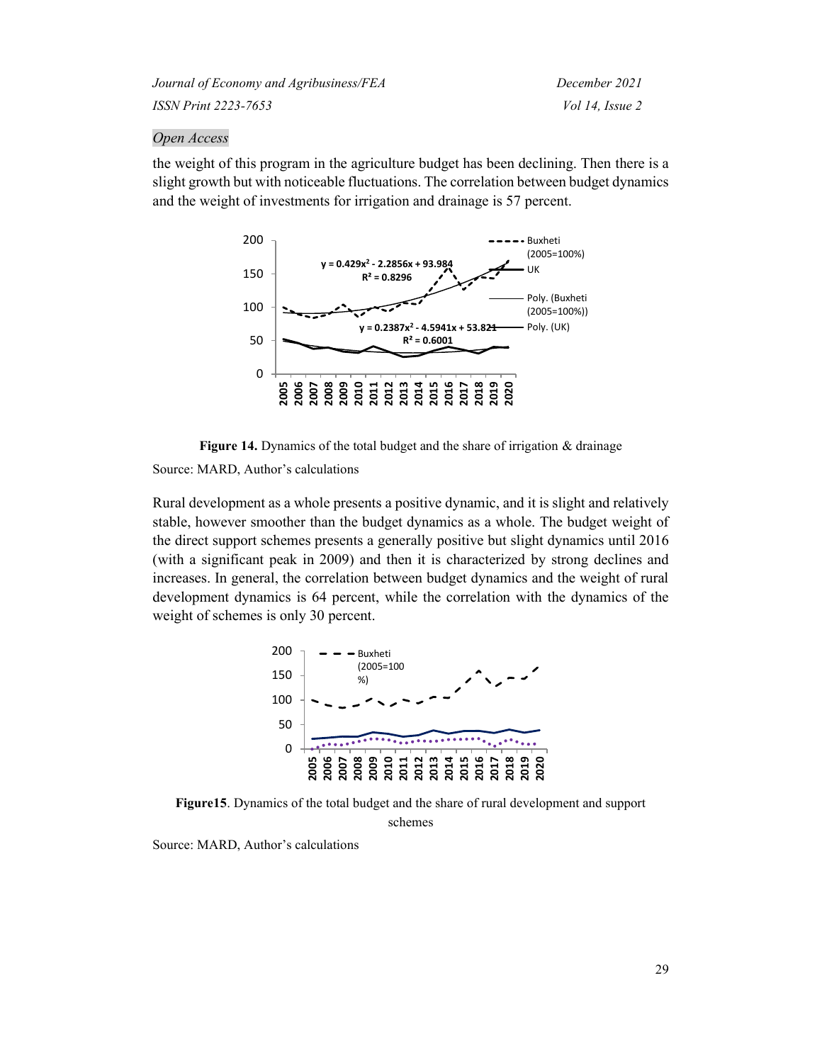*Open Access*

the weight of this program in the agriculture budget has been declining. Then there is a slight growth but with noticeable fluctuations. The correlation between budget dynamics and the weight of investments for irrigation and drainage is 57 percent.

**Figure 14.** Dynamics of the total budget and the share of irrigation & drainage

Source: MARD, Author's calculations

Rural development as a whole presents a positive dynamic, and it is slight and relatively stable, however smoother than the budget dynamics as a whole. The budget weight of the direct support schemes presents a generally positive but slight dynamics until 2016 (with a significant peak in 2009) and then it is characterized by strong declines and increases. In general, the correlation between budget dynamics and the weight of rural development dynamics is 64 percent, while the correlation with the dynamics of the weight of schemes is only 30 percent.

**Figure15**. Dynamics of the total budget and the share of rural development and support schemes

Source: MARD, Author's calculations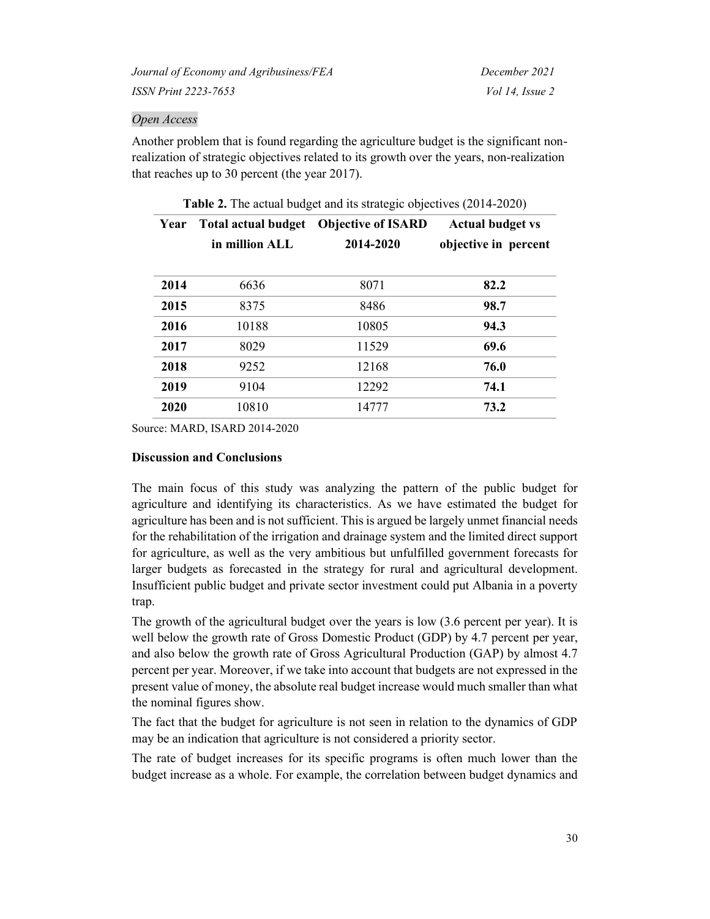Another problem that is found regarding the agriculture budget is the significant non-realization of strategic objectives related to its growth over the years, non-realization that reaches up to 30 percent (the year 2017).

**Table 2.** The actual budget and its strategic objectives (2014-2020)

| Year | Total actual budget in million ALL | Objective of ISARD 2014-2020 | Actual budget vs objective in percent |
|---|---|---|---|
| **2014** | 6636 | 8071 | **82.2** |
| **2015** | 8375 | 8486 | **98.7** |
| **2016** | 10188 | 10805 | **94.3** |
| **2017** | 8029 | 11529 | **69.6** |
| **2018** | 9252 | 12168 | **76.0** |
| **2019** | 9104 | 12292 | **74.1** |
| **2020** | 10810 | 14777 | **73.2** |

Source: MARD, ISARD 2014-2020

### Discussion and Conclusions

The main focus of this study was analyzing the pattern of the public budget for agriculture and identifying its characteristics. As we have estimated the budget for agriculture has been and is not sufficient. This is argued be largely unmet financial needs for the rehabilitation of the irrigation and drainage system and the limited direct support for agriculture, as well as the very ambitious but unfulfilled government forecasts for larger budgets as forecasted in the strategy for rural and agricultural development. Insufficient public budget and private sector investment could put Albania in a poverty trap.

The growth of the agricultural budget over the years is low (3.6 percent per year). It is well below the growth rate of Gross Domestic Product (GDP) by 4.7 percent per year, and also below the growth rate of Gross Agricultural Production (GAP) by almost 4.7 percent per year. Moreover, if we take into account that budgets are not expressed in the present value of money, the absolute real budget increase would much smaller than what the nominal figures show.

The fact that the budget for agriculture is not seen in relation to the dynamics of GDP may be an indication that agriculture is not considered a priority sector.

The rate of budget increases for its specific programs is often much lower than the budget increase as a whole. For example, the correlation between budget dynamics and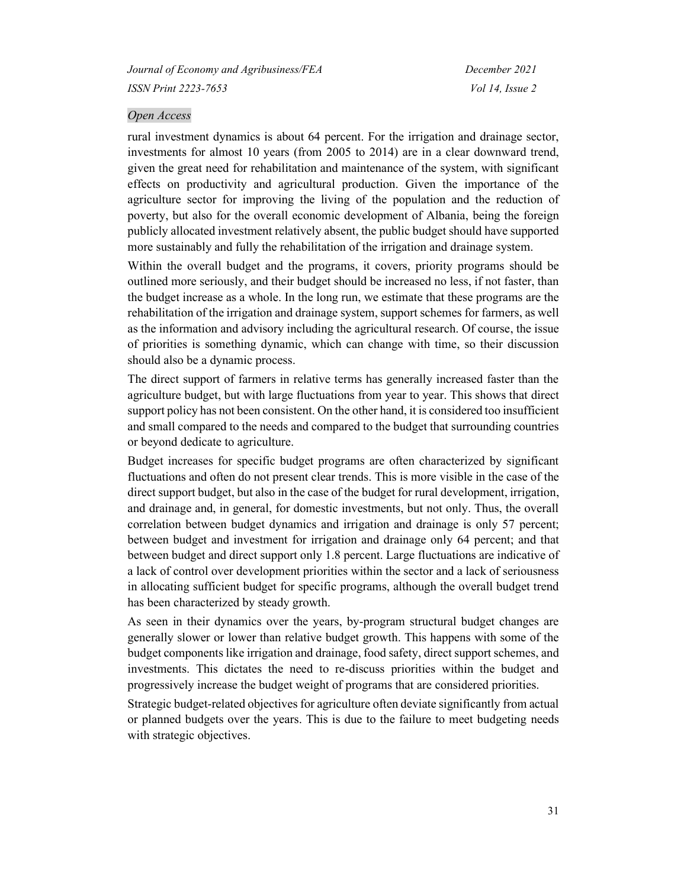rural investment dynamics is about 64 percent. For the irrigation and drainage sector, investments for almost 10 years (from 2005 to 2014) are in a clear downward trend, given the great need for rehabilitation and maintenance of the system, with significant effects on productivity and agricultural production. Given the importance of the agriculture sector for improving the living of the population and the reduction of poverty, but also for the overall economic development of Albania, being the foreign publicly allocated investment relatively absent, the public budget should have supported more sustainably and fully the rehabilitation of the irrigation and drainage system.

Within the overall budget and the programs, it covers, priority programs should be outlined more seriously, and their budget should be increased no less, if not faster, than the budget increase as a whole. In the long run, we estimate that these programs are the rehabilitation of the irrigation and drainage system, support schemes for farmers, as well as the information and advisory including the agricultural research. Of course, the issue of priorities is something dynamic, which can change with time, so their discussion should also be a dynamic process.

The direct support of farmers in relative terms has generally increased faster than the agriculture budget, but with large fluctuations from year to year. This shows that direct support policy has not been consistent. On the other hand, it is considered too insufficient and small compared to the needs and compared to the budget that surrounding countries or beyond dedicate to agriculture.

Budget increases for specific budget programs are often characterized by significant fluctuations and often do not present clear trends. This is more visible in the case of the direct support budget, but also in the case of the budget for rural development, irrigation, and drainage and, in general, for domestic investments, but not only. Thus, the overall correlation between budget dynamics and irrigation and drainage is only 57 percent; between budget and investment for irrigation and drainage only 64 percent; and that between budget and direct support only 1.8 percent. Large fluctuations are indicative of a lack of control over development priorities within the sector and a lack of seriousness in allocating sufficient budget for specific programs, although the overall budget trend has been characterized by steady growth.

As seen in their dynamics over the years, by-program structural budget changes are generally slower or lower than relative budget growth. This happens with some of the budget components like irrigation and drainage, food safety, direct support schemes, and investments. This dictates the need to re-discuss priorities within the budget and progressively increase the budget weight of programs that are considered priorities.

Strategic budget-related objectives for agriculture often deviate significantly from actual or planned budgets over the years. This is due to the failure to meet budgeting needs with strategic objectives.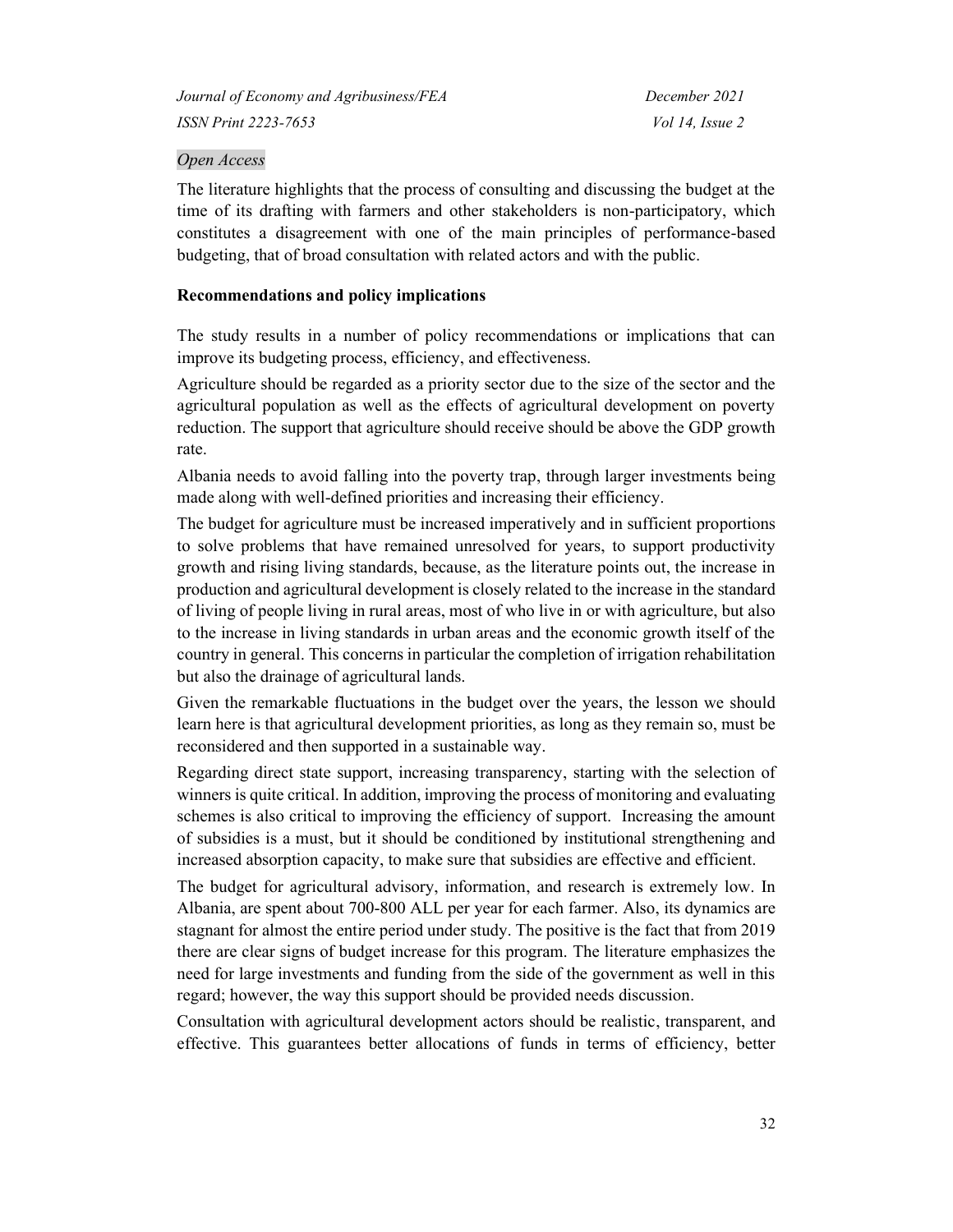The literature highlights that the process of consulting and discussing the budget at the time of its drafting with farmers and other stakeholders is non-participatory, which constitutes a disagreement with one of the main principles of performance-based budgeting, that of broad consultation with related actors and with the public.

**Recommendations and policy implications**

The study results in a number of policy recommendations or implications that can improve its budgeting process, efficiency, and effectiveness.

Agriculture should be regarded as a priority sector due to the size of the sector and the agricultural population as well as the effects of agricultural development on poverty reduction. The support that agriculture should receive should be above the GDP growth rate.

Albania needs to avoid falling into the poverty trap, through larger investments being made along with well-defined priorities and increasing their efficiency.

The budget for agriculture must be increased imperatively and in sufficient proportions to solve problems that have remained unresolved for years, to support productivity growth and rising living standards, because, as the literature points out, the increase in production and agricultural development is closely related to the increase in the standard of living of people living in rural areas, most of who live in or with agriculture, but also to the increase in living standards in urban areas and the economic growth itself of the country in general. This concerns in particular the completion of irrigation rehabilitation but also the drainage of agricultural lands.

Given the remarkable fluctuations in the budget over the years, the lesson we should learn here is that agricultural development priorities, as long as they remain so, must be reconsidered and then supported in a sustainable way.

Regarding direct state support, increasing transparency, starting with the selection of winners is quite critical. In addition, improving the process of monitoring and evaluating schemes is also critical to improving the efficiency of support. Increasing the amount of subsidies is a must, but it should be conditioned by institutional strengthening and increased absorption capacity, to make sure that subsidies are effective and efficient.

The budget for agricultural advisory, information, and research is extremely low. In Albania, are spent about 700-800 ALL per year for each farmer. Also, its dynamics are stagnant for almost the entire period under study. The positive is the fact that from 2019 there are clear signs of budget increase for this program. The literature emphasizes the need for large investments and funding from the side of the government as well in this regard; however, the way this support should be provided needs discussion.

Consultation with agricultural development actors should be realistic, transparent, and effective. This guarantees better allocations of funds in terms of efficiency, better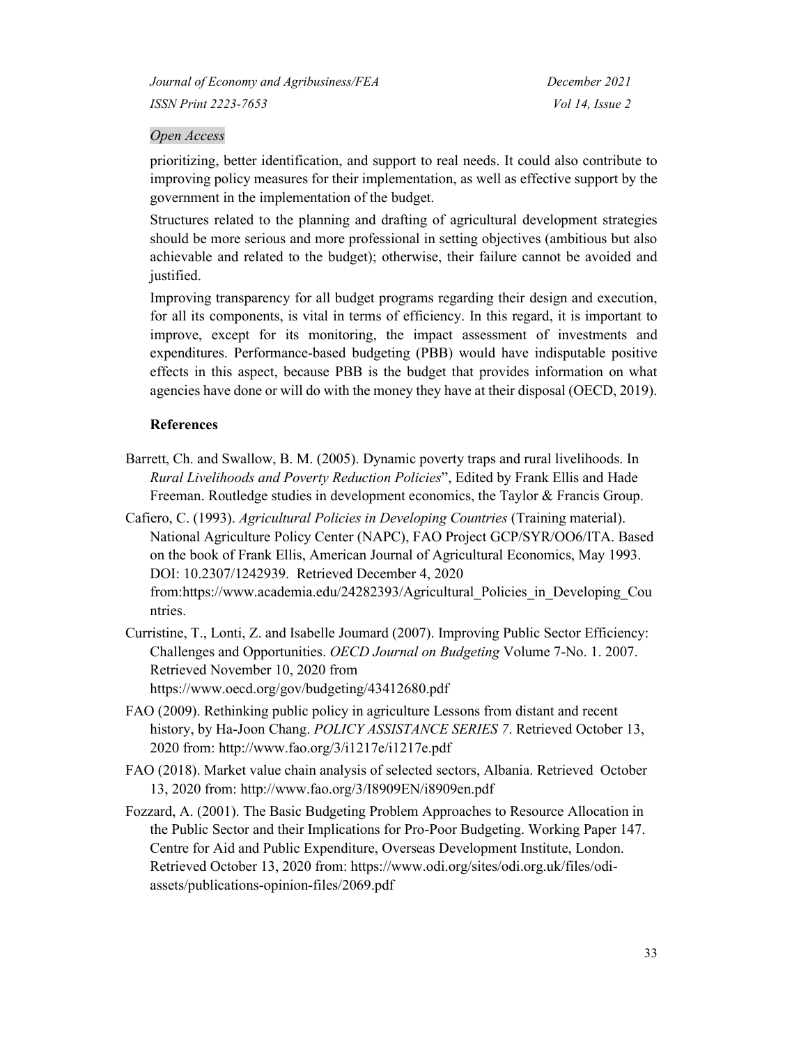*Open Access*

prioritizing, better identification, and support to real needs. It could also contribute to improving policy measures for their implementation, as well as effective support by the government in the implementation of the budget.

Structures related to the planning and drafting of agricultural development strategies should be more serious and more professional in setting objectives (ambitious but also achievable and related to the budget); otherwise, their failure cannot be avoided and justified.

Improving transparency for all budget programs regarding their design and execution, for all its components, is vital in terms of efficiency. In this regard, it is important to improve, except for its monitoring, the impact assessment of investments and expenditures. Performance-based budgeting (PBB) would have indisputable positive effects in this aspect, because PBB is the budget that provides information on what agencies have done or will do with the money they have at their disposal (OECD, 2019).

**References**

Barrett, Ch. and Swallow, B. M. (2005). Dynamic poverty traps and rural livelihoods. In *Rural Livelihoods and Poverty Reduction Policies*", Edited by Frank Ellis and Hade Freeman. Routledge studies in development economics, the Taylor & Francis Group.

Cafiero, C. (1993). *Agricultural Policies in Developing Countries* (Training material). National Agriculture Policy Center (NAPC), FAO Project GCP/SYR/OO6/ITA. Based on the book of Frank Ellis, American Journal of Agricultural Economics, May 1993. DOI: 10.2307/1242939. Retrieved December 4, 2020 from:https://www.academia.edu/24282393/Agricultural_Policies_in_Developing_Countries.

Curristine, T., Lonti, Z. and Isabelle Joumard (2007). Improving Public Sector Efficiency: Challenges and Opportunities. *OECD Journal on Budgeting* Volume 7-No. 1. 2007. Retrieved November 10, 2020 from https://www.oecd.org/gov/budgeting/43412680.pdf

FAO (2009). Rethinking public policy in agriculture Lessons from distant and recent history, by Ha-Joon Chang. *POLICY ASSISTANCE SERIES 7*. Retrieved October 13, 2020 from: http://www.fao.org/3/i1217e/i1217e.pdf

FAO (2018). Market value chain analysis of selected sectors, Albania. Retrieved October 13, 2020 from: http://www.fao.org/3/I8909EN/i8909en.pdf

Fozzard, A. (2001). The Basic Budgeting Problem Approaches to Resource Allocation in the Public Sector and their Implications for Pro-Poor Budgeting. Working Paper 147. Centre for Aid and Public Expenditure, Overseas Development Institute, London. Retrieved October 13, 2020 from: https://www.odi.org/sites/odi.org.uk/files/odi-assets/publications-opinion-files/2069.pdf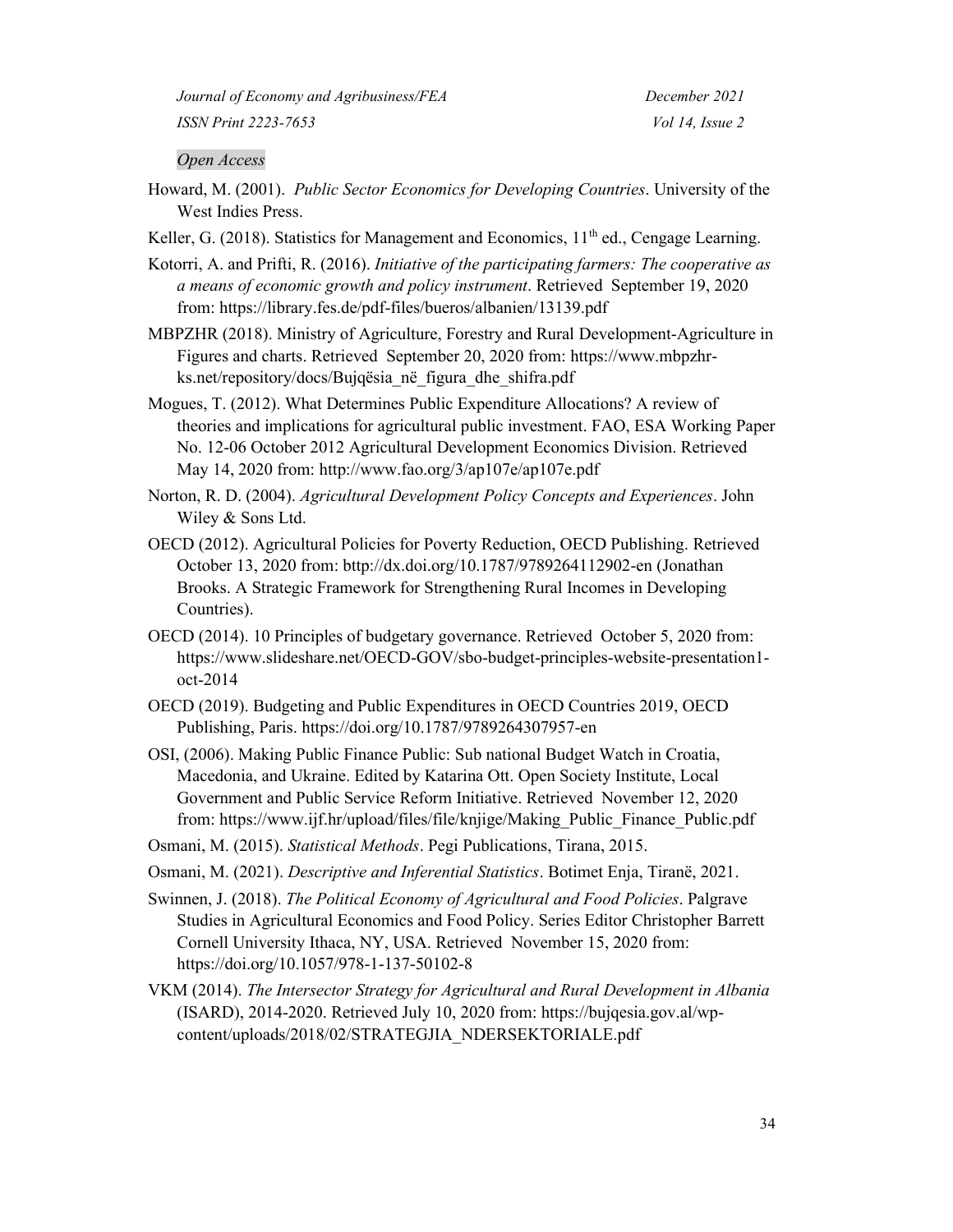*Open Access*

Howard, M. (2001). *Public Sector Economics for Developing Countries*. University of the West Indies Press.

Keller, G. (2018). Statistics for Management and Economics, 11th ed., Cengage Learning.

Kotorri, A. and Prifti, R. (2016). *Initiative of the participating farmers: The cooperative as a means of economic growth and policy instrument*. Retrieved September 19, 2020 from: https://library.fes.de/pdf-files/bueros/albanien/13139.pdf

MBPZHR (2018). Ministry of Agriculture, Forestry and Rural Development-Agriculture in Figures and charts. Retrieved September 20, 2020 from: https://www.mbpzhr-ks.net/repository/docs/Bujqësia_në_figura_dhe_shifra.pdf

Mogues, T. (2012). What Determines Public Expenditure Allocations? A review of theories and implications for agricultural public investment. FAO, ESA Working Paper No. 12-06 October 2012 Agricultural Development Economics Division. Retrieved May 14, 2020 from: http://www.fao.org/3/ap107e/ap107e.pdf

Norton, R. D. (2004). *Agricultural Development Policy Concepts and Experiences*. John Wiley & Sons Ltd.

OECD (2012). Agricultural Policies for Poverty Reduction, OECD Publishing. Retrieved October 13, 2020 from: http://dx.doi.org/10.1787/9789264112902-en (Jonathan Brooks. A Strategic Framework for Strengthening Rural Incomes in Developing Countries).

OECD (2014). 10 Principles of budgetary governance. Retrieved October 5, 2020 from: https://www.slideshare.net/OECD-GOV/sbo-budget-principles-website-presentation1-oct-2014

OECD (2019). Budgeting and Public Expenditures in OECD Countries 2019, OECD Publishing, Paris. https://doi.org/10.1787/9789264307957-en

OSI, (2006). Making Public Finance Public: Sub national Budget Watch in Croatia, Macedonia, and Ukraine. Edited by Katarina Ott. Open Society Institute, Local Government and Public Service Reform Initiative. Retrieved November 12, 2020 from: https://www.ijf.hr/upload/files/file/knjige/Making_Public_Finance_Public.pdf

Osmani, M. (2015). *Statistical Methods*. Pegi Publications, Tirana, 2015.

Osmani, M. (2021). *Descriptive and Inferential Statistics*. Botimet Enja, Tiranë, 2021.

Swinnen, J. (2018). *The Political Economy of Agricultural and Food Policies*. Palgrave Studies in Agricultural Economics and Food Policy. Series Editor Christopher Barrett Cornell University Ithaca, NY, USA. Retrieved November 15, 2020 from: https://doi.org/10.1057/978-1-137-50102-8

VKM (2014). *The Intersector Strategy for Agricultural and Rural Development in Albania* (ISARD), 2014-2020. Retrieved July 10, 2020 from: https://bujqesia.gov.al/wp-content/uploads/2018/02/STRATEGJIA_NDERSEKTORIALE.pdf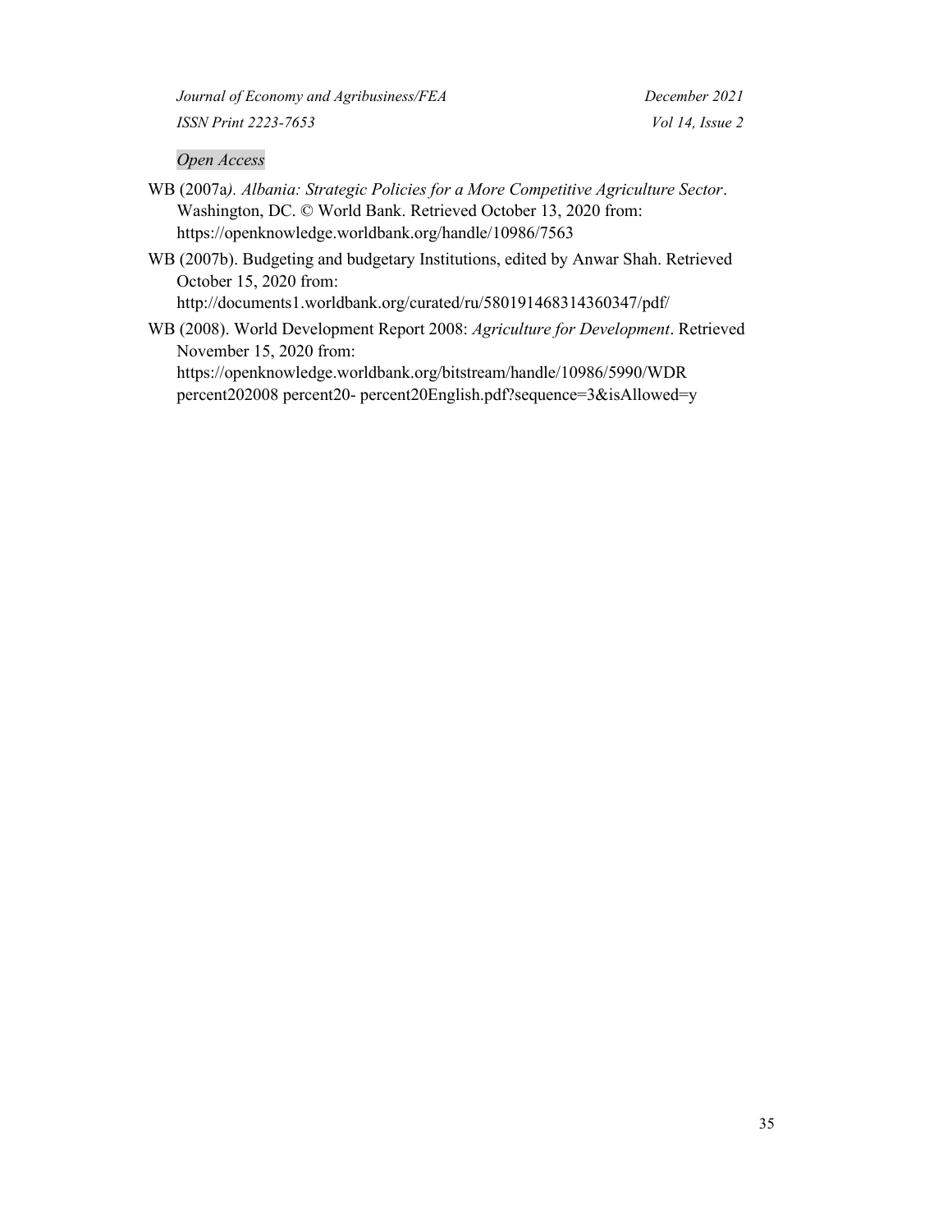WB (2007a*). Albania: Strategic Policies for a More Competitive Agriculture Sector*. Washington, DC. © World Bank. Retrieved October 13, 2020 from: https://openknowledge.worldbank.org/handle/10986/7563

WB (2007b). Budgeting and budgetary Institutions, edited by Anwar Shah. Retrieved October 15, 2020 from: http://documents1.worldbank.org/curated/ru/580191468314360347/pdf/

WB (2008). World Development Report 2008: *Agriculture for Development*. Retrieved November 15, 2020 from: https://openknowledge.worldbank.org/bitstream/handle/10986/5990/WDR percent202008 percent20- percent20English.pdf?sequence=3&isAllowed=y